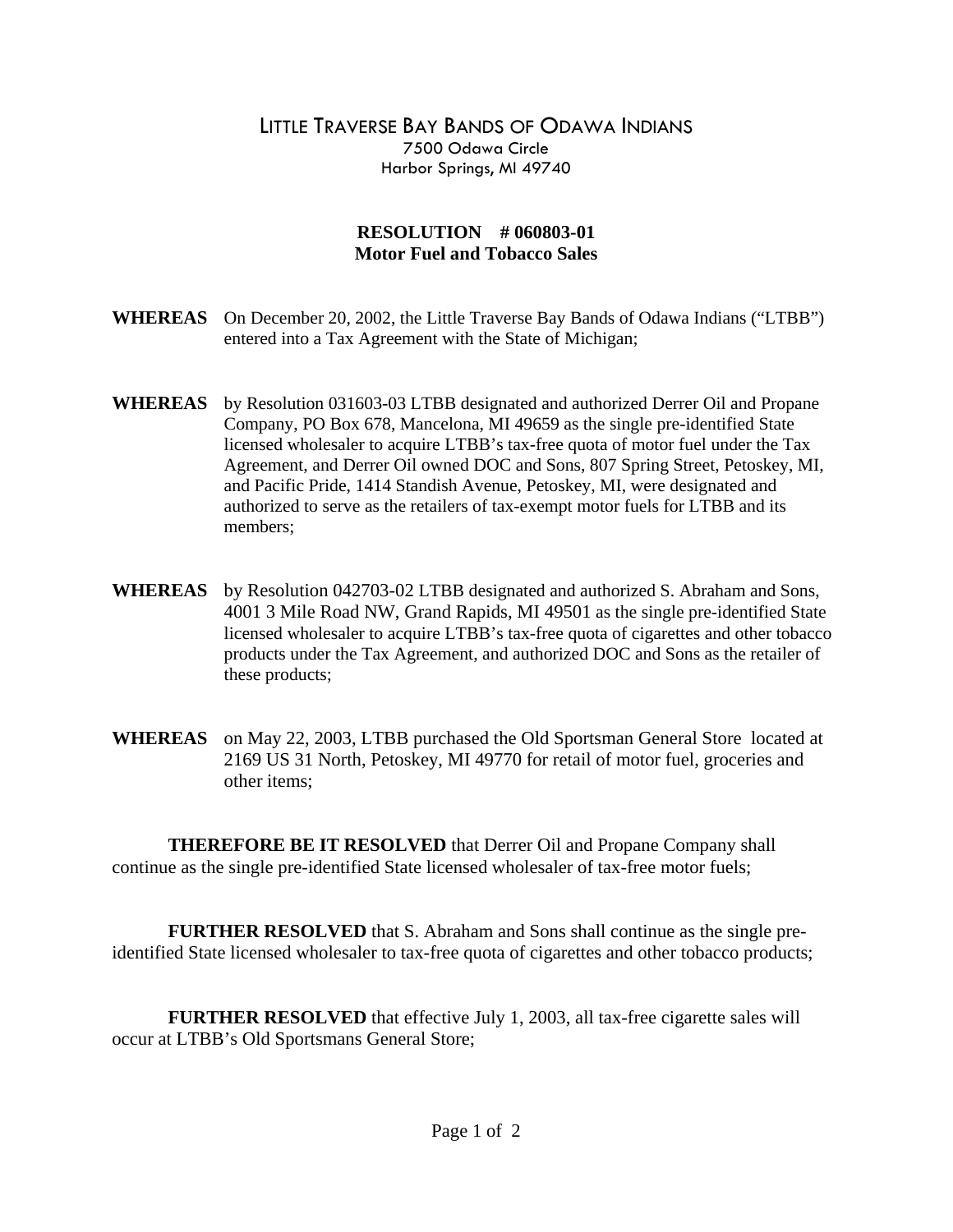# LITTLE TRAVERSE BAY BANDS OF ODAWA INDIANS

7500 Odawa Circle
Harbor Springs, MI 49740

## RESOLUTION # 060803-01
## Motor Fuel and Tobacco Sales

**WHEREAS** On December 20, 2002, the Little Traverse Bay Bands of Odawa Indians ("LTBB") entered into a Tax Agreement with the State of Michigan;

**WHEREAS** by Resolution 031603-03 LTBB designated and authorized Derrer Oil and Propane Company, PO Box 678, Mancelona, MI 49659 as the single pre-identified State licensed wholesaler to acquire LTBB's tax-free quota of motor fuel under the Tax Agreement, and Derrer Oil owned DOC and Sons, 807 Spring Street, Petoskey, MI, and Pacific Pride, 1414 Standish Avenue, Petoskey, MI, were designated and authorized to serve as the retailers of tax-exempt motor fuels for LTBB and its members;

**WHEREAS** by Resolution 042703-02 LTBB designated and authorized S. Abraham and Sons, 4001 3 Mile Road NW, Grand Rapids, MI 49501 as the single pre-identified State licensed wholesaler to acquire LTBB's tax-free quota of cigarettes and other tobacco products under the Tax Agreement, and authorized DOC and Sons as the retailer of these products;

**WHEREAS** on May 22, 2003, LTBB purchased the Old Sportsman General Store located at 2169 US 31 North, Petoskey, MI 49770 for retail of motor fuel, groceries and other items;

**THEREFORE BE IT RESOLVED** that Derrer Oil and Propane Company shall continue as the single pre-identified State licensed wholesaler of tax-free motor fuels;

**FURTHER RESOLVED** that S. Abraham and Sons shall continue as the single pre-identified State licensed wholesaler to tax-free quota of cigarettes and other tobacco products;

**FURTHER RESOLVED** that effective July 1, 2003, all tax-free cigarette sales will occur at LTBB's Old Sportsmans General Store;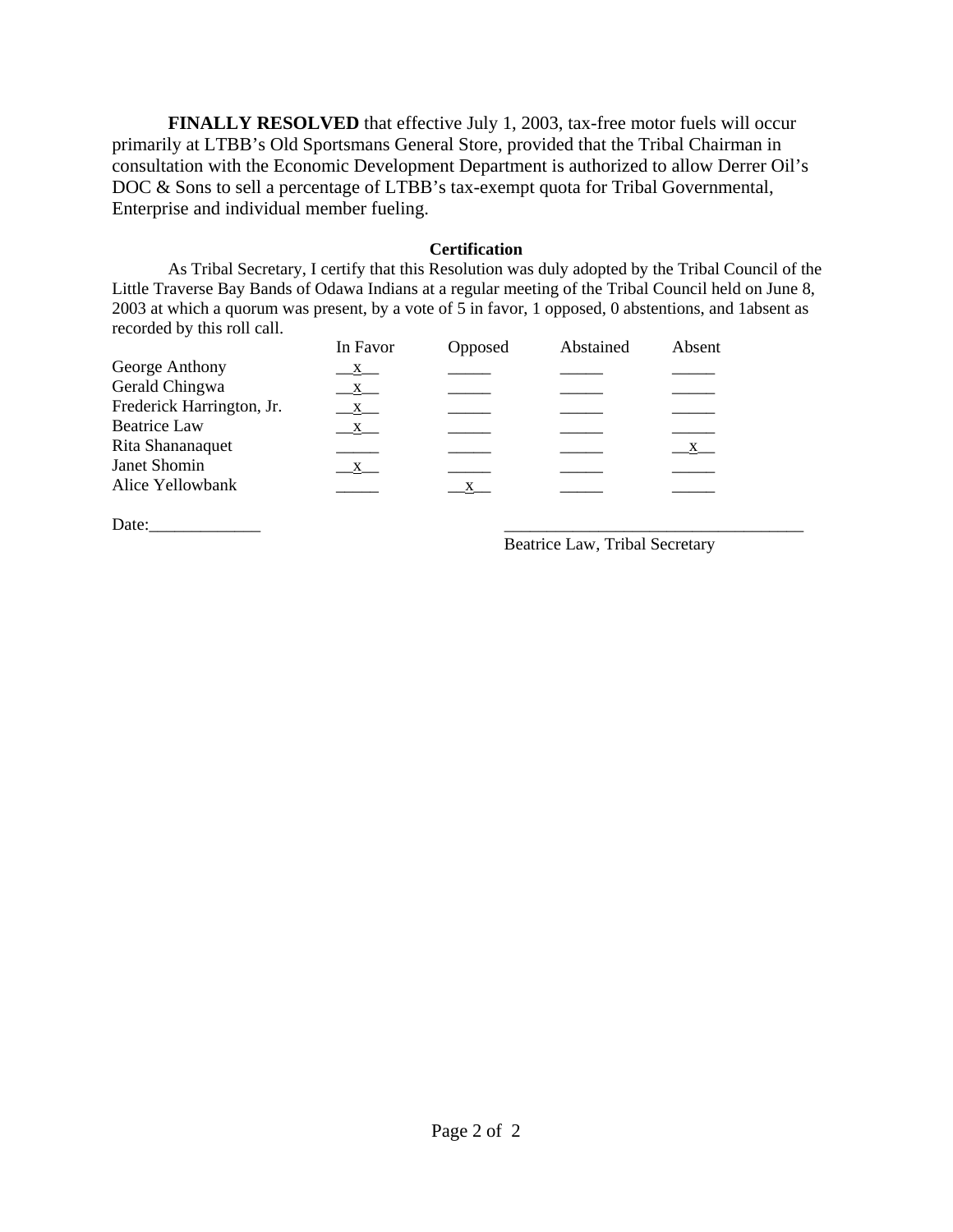**FINALLY RESOLVED** that effective July 1, 2003, tax-free motor fuels will occur primarily at LTBB's Old Sportsmans General Store, provided that the Tribal Chairman in consultation with the Economic Development Department is authorized to allow Derrer Oil's DOC & Sons to sell a percentage of LTBB's tax-exempt quota for Tribal Governmental, Enterprise and individual member fueling.

**Certification**

As Tribal Secretary, I certify that this Resolution was duly adopted by the Tribal Council of the Little Traverse Bay Bands of Odawa Indians at a regular meeting of the Tribal Council held on June 8, 2003 at which a quorum was present, by a vote of 5 in favor, 1 opposed, 0 abstentions, and 1absent as recorded by this roll call.

| | In Favor | Opposed | Abstained | Absent |
|---|---|---|---|---|
| George Anthony | x | | | |
| Gerald Chingwa | x | | | |
| Frederick Harrington, Jr. | x | | | |
| Beatrice Law | x | | | |
| Rita Shananaquet | | | | x |
| Janet Shomin | x | | | |
| Alice Yellowbank | | x | | |

Date:_____________

___________________________________
Beatrice Law, Tribal Secretary